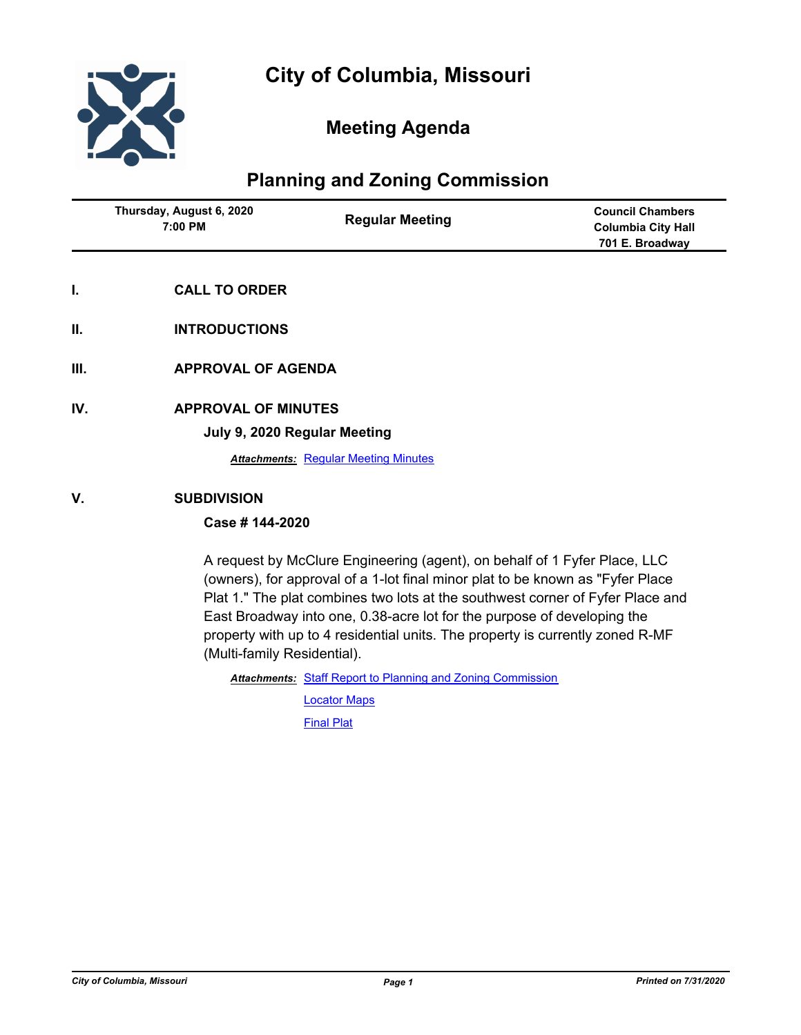# City of Columbia, Missouri

## Meeting Agenda

## Planning and Zoning Commission

| Thursday, August 6, 2020<br>7:00 PM | Regular Meeting | Council Chambers<br>Columbia City Hall<br>701 E. Broadway |
|---|---|---|

**I. CALL TO ORDER**

**II. INTRODUCTIONS**

**III. APPROVAL OF AGENDA**

**IV. APPROVAL OF MINUTES**

**July 9, 2020 Regular Meeting**

***Attachments:*** Regular Meeting Minutes

**V. SUBDIVISION**

**Case # 144-2020**

A request by McClure Engineering (agent), on behalf of 1 Fyfer Place, LLC (owners), for approval of a 1-lot final minor plat to be known as "Fyfer Place Plat 1." The plat combines two lots at the southwest corner of Fyfer Place and East Broadway into one, 0.38-acre lot for the purpose of developing the property with up to 4 residential units. The property is currently zoned R-MF (Multi-family Residential).

***Attachments:*** Staff Report to Planning and Zoning Commission
Locator Maps
Final Plat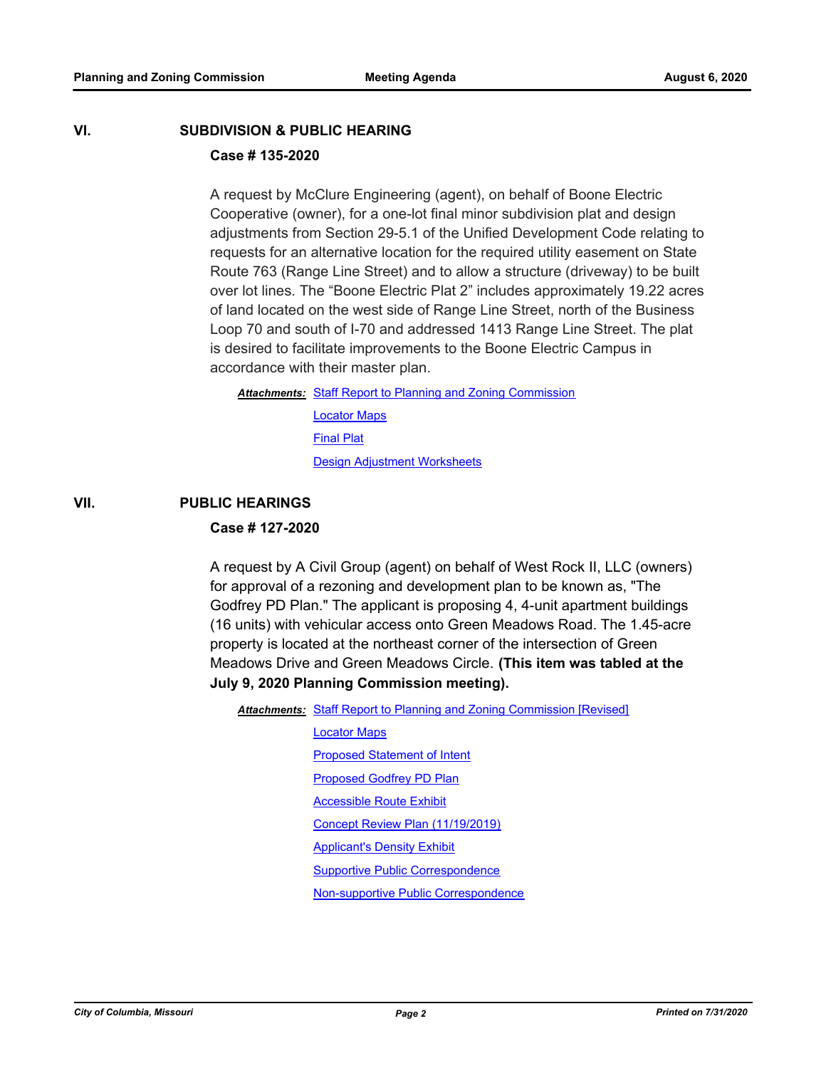## VI. SUBDIVISION & PUBLIC HEARING

### Case # 135-2020

A request by McClure Engineering (agent), on behalf of Boone Electric Cooperative (owner), for a one-lot final minor subdivision plat and design adjustments from Section 29-5.1 of the Unified Development Code relating to requests for an alternative location for the required utility easement on State Route 763 (Range Line Street) and to allow a structure (driveway) to be built over lot lines. The "Boone Electric Plat 2" includes approximately 19.22 acres of land located on the west side of Range Line Street, north of the Business Loop 70 and south of I-70 and addressed 1413 Range Line Street. The plat is desired to facilitate improvements to the Boone Electric Campus in accordance with their master plan.

***Attachments:*** Staff Report to Planning and Zoning Commission
Locator Maps
Final Plat
Design Adjustment Worksheets

## VII. PUBLIC HEARINGS

### Case # 127-2020

A request by A Civil Group (agent) on behalf of West Rock II, LLC (owners) for approval of a rezoning and development plan to be known as, "The Godfrey PD Plan." The applicant is proposing 4, 4-unit apartment buildings (16 units) with vehicular access onto Green Meadows Road. The 1.45-acre property is located at the northeast corner of the intersection of Green Meadows Drive and Green Meadows Circle. **(This item was tabled at the July 9, 2020 Planning Commission meeting).**

***Attachments:*** Staff Report to Planning and Zoning Commission [Revised]
Locator Maps
Proposed Statement of Intent
Proposed Godfrey PD Plan
Accessible Route Exhibit
Concept Review Plan (11/19/2019)
Applicant's Density Exhibit
Supportive Public Correspondence
Non-supportive Public Correspondence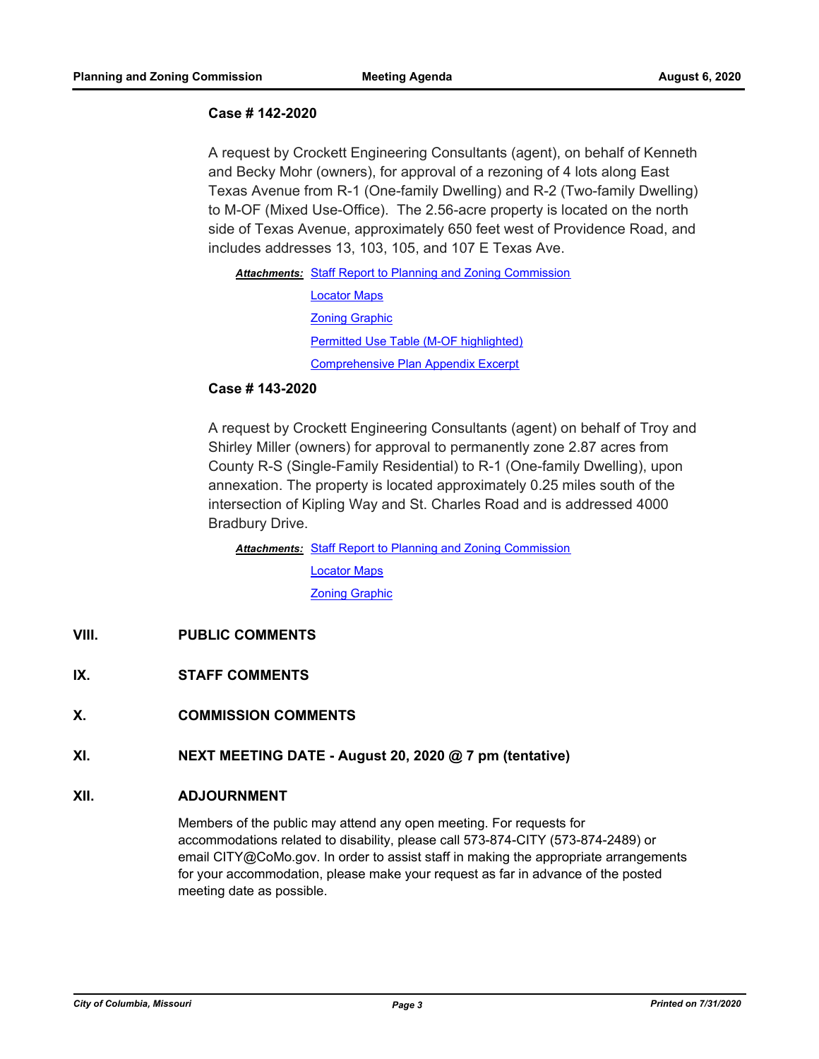**Case # 142-2020**

A request by Crockett Engineering Consultants (agent), on behalf of Kenneth and Becky Mohr (owners), for approval of a rezoning of 4 lots along East Texas Avenue from R-1 (One-family Dwelling) and R-2 (Two-family Dwelling) to M-OF (Mixed Use-Office). The 2.56-acre property is located on the north side of Texas Avenue, approximately 650 feet west of Providence Road, and includes addresses 13, 103, 105, and 107 E Texas Ave.

***Attachments:*** Staff Report to Planning and Zoning Commission
Locator Maps
Zoning Graphic
Permitted Use Table (M-OF highlighted)
Comprehensive Plan Appendix Excerpt

**Case # 143-2020**

A request by Crockett Engineering Consultants (agent) on behalf of Troy and Shirley Miller (owners) for approval to permanently zone 2.87 acres from County R-S (Single-Family Residential) to R-1 (One-family Dwelling), upon annexation. The property is located approximately 0.25 miles south of the intersection of Kipling Way and St. Charles Road and is addressed 4000 Bradbury Drive.

***Attachments:*** Staff Report to Planning and Zoning Commission
Locator Maps
Zoning Graphic

## VIII. PUBLIC COMMENTS

## IX. STAFF COMMENTS

## X. COMMISSION COMMENTS

## XI. NEXT MEETING DATE - August 20, 2020 @ 7 pm (tentative)

## XII. ADJOURNMENT

Members of the public may attend any open meeting. For requests for accommodations related to disability, please call 573-874-CITY (573-874-2489) or email CITY@CoMo.gov. In order to assist staff in making the appropriate arrangements for your accommodation, please make your request as far in advance of the posted meeting date as possible.